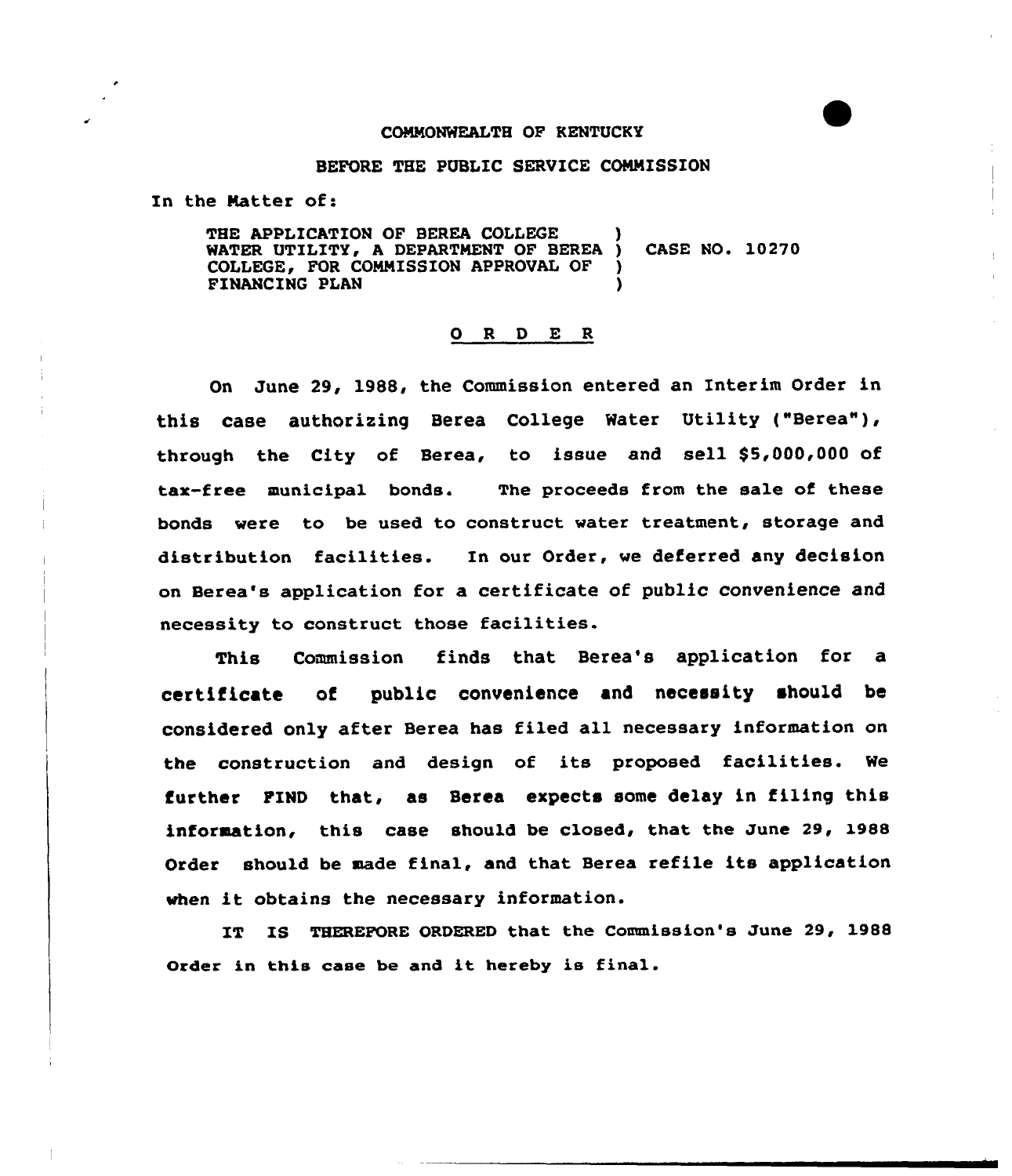COMMONWEALTH OF KENTUCKY

BEFORE THE PUBLIC SERVICE COMMISSION

In the Matter of:

THE APPLICATION OF BEREA COLLEGE WATER UTILITY, A DEPARTMENT OF BEREA COLLEGE, FOR COMMISSION APPROVAL OF FINANCING PLAN ) CASE NO. 10270

# O R D E R

On June 29, 1988, the Commission entered an Interim Order in this case authorizing Berea College Water Utility ("Berea"), through the City of Berea, to issue and sell $5,000,000 of tax-free municipal bonds. The proceeds from the sale of these bonds were to be used to construct water treatment, storage and distribution facilities. In our Order, we deferred any decision on Berea's application for a certificate of public convenience and necessity to construct those facilities.

This Commission finds that Berea's application for a certificate of public convenience and necessity should be considered only after Berea has filed all necessary information on the construction and design of its proposed facilities. We further FIND that, as Berea expects some delay in filing this information, this case should be closed, that the June 29, 1988 Order should be made final, and that Berea refile its application when it obtains the necessary information.

IT IS THEREFORE ORDERED that the Commission's June 29, 1988 Order in this case be and it hereby is final.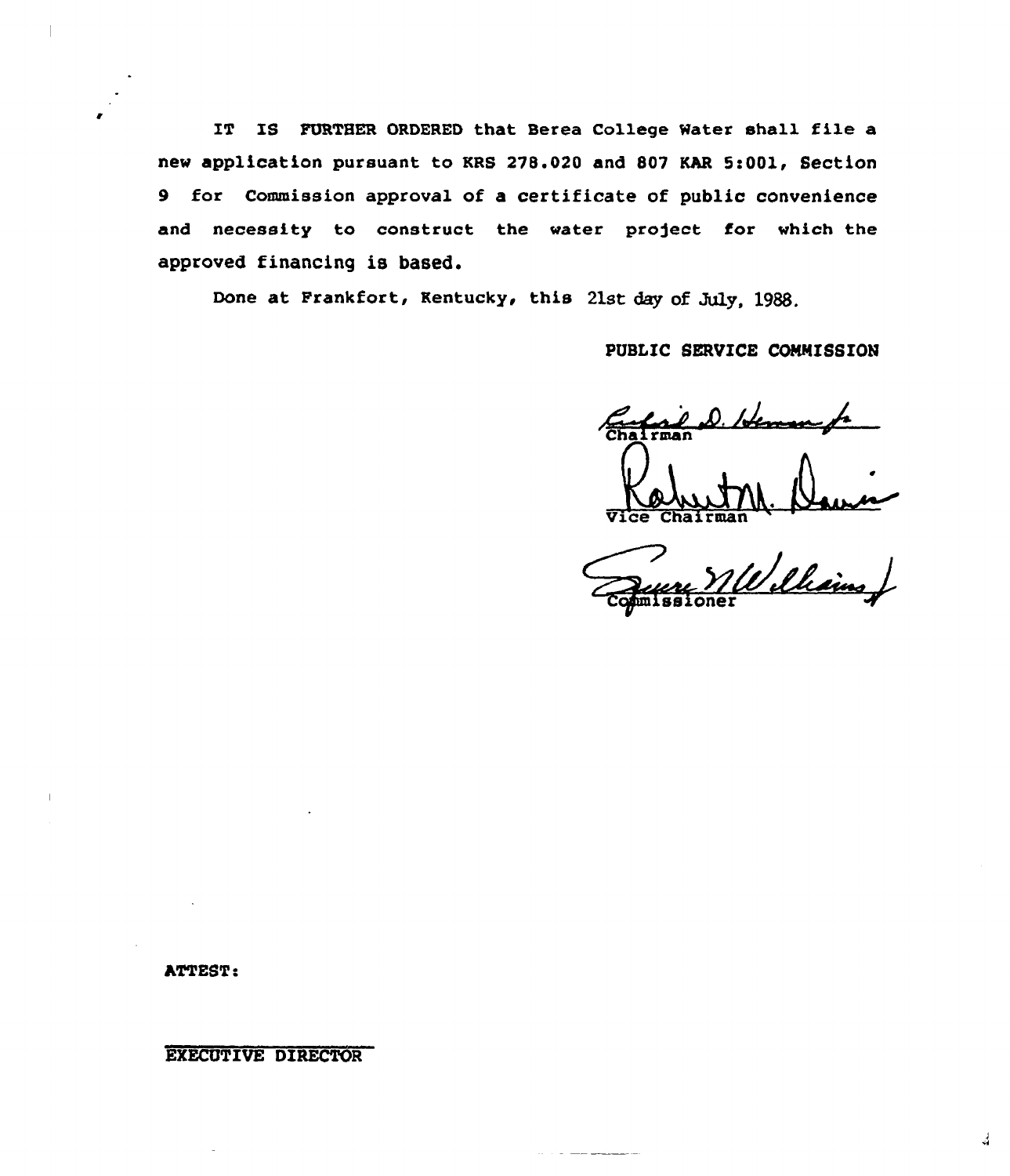IT IS FURTHER ORDERED that Berea College Water shall file a new application pursuant to KRS 278.020 and 807 KAR 5:001, Section 9 for Commission approval of a certificate of public convenience and necessity to construct the water project for which the approved financing is based.

Done at Frankfort, Kentucky, this 21st day of July, 1988.

PUBLIC SERVICE COMMISSION

Chairman

Vice Chairman

Commissioner

ATTEST:

EXECUTIVE DIRECTOR